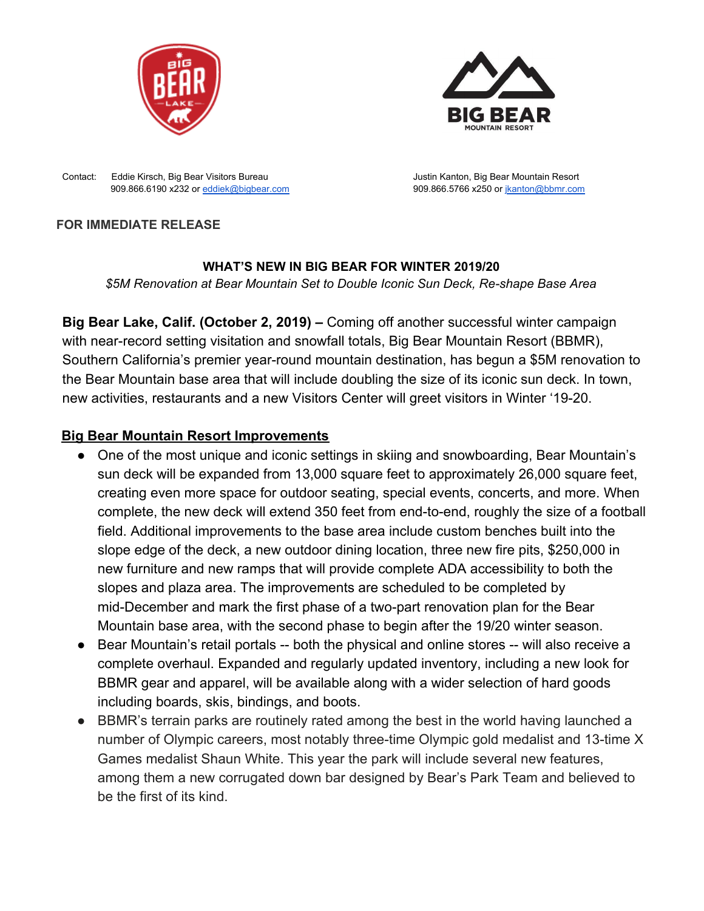Contact: Eddie Kirsch, Big Bear Visitors Bureau
909.866.6190 x232 or eddiek@bigbear.com

Justin Kanton, Big Bear Mountain Resort
909.866.5766 x250 or jkanton@bbmr.com

**FOR IMMEDIATE RELEASE**

**WHAT'S NEW IN BIG BEAR FOR WINTER 2019/20**

*$5M Renovation at Bear Mountain Set to Double Iconic Sun Deck, Re-shape Base Area*

**Big Bear Lake, Calif. (October 2, 2019) –** Coming off another successful winter campaign with near-record setting visitation and snowfall totals, Big Bear Mountain Resort (BBMR), Southern California's premier year-round mountain destination, has begun a $5M renovation to the Bear Mountain base area that will include doubling the size of its iconic sun deck. In town, new activities, restaurants and a new Visitors Center will greet visitors in Winter '19-20.

## Big Bear Mountain Resort Improvements

- One of the most unique and iconic settings in skiing and snowboarding, Bear Mountain's sun deck will be expanded from 13,000 square feet to approximately 26,000 square feet, creating even more space for outdoor seating, special events, concerts, and more. When complete, the new deck will extend 350 feet from end-to-end, roughly the size of a football field. Additional improvements to the base area include custom benches built into the slope edge of the deck, a new outdoor dining location, three new fire pits, $250,000 in new furniture and new ramps that will provide complete ADA accessibility to both the slopes and plaza area. The improvements are scheduled to be completed by mid-December and mark the first phase of a two-part renovation plan for the Bear Mountain base area, with the second phase to begin after the 19/20 winter season.
- Bear Mountain's retail portals -- both the physical and online stores -- will also receive a complete overhaul. Expanded and regularly updated inventory, including a new look for BBMR gear and apparel, will be available along with a wider selection of hard goods including boards, skis, bindings, and boots.
- BBMR's terrain parks are routinely rated among the best in the world having launched a number of Olympic careers, most notably three-time Olympic gold medalist and 13-time X Games medalist Shaun White. This year the park will include several new features, among them a new corrugated down bar designed by Bear's Park Team and believed to be the first of its kind.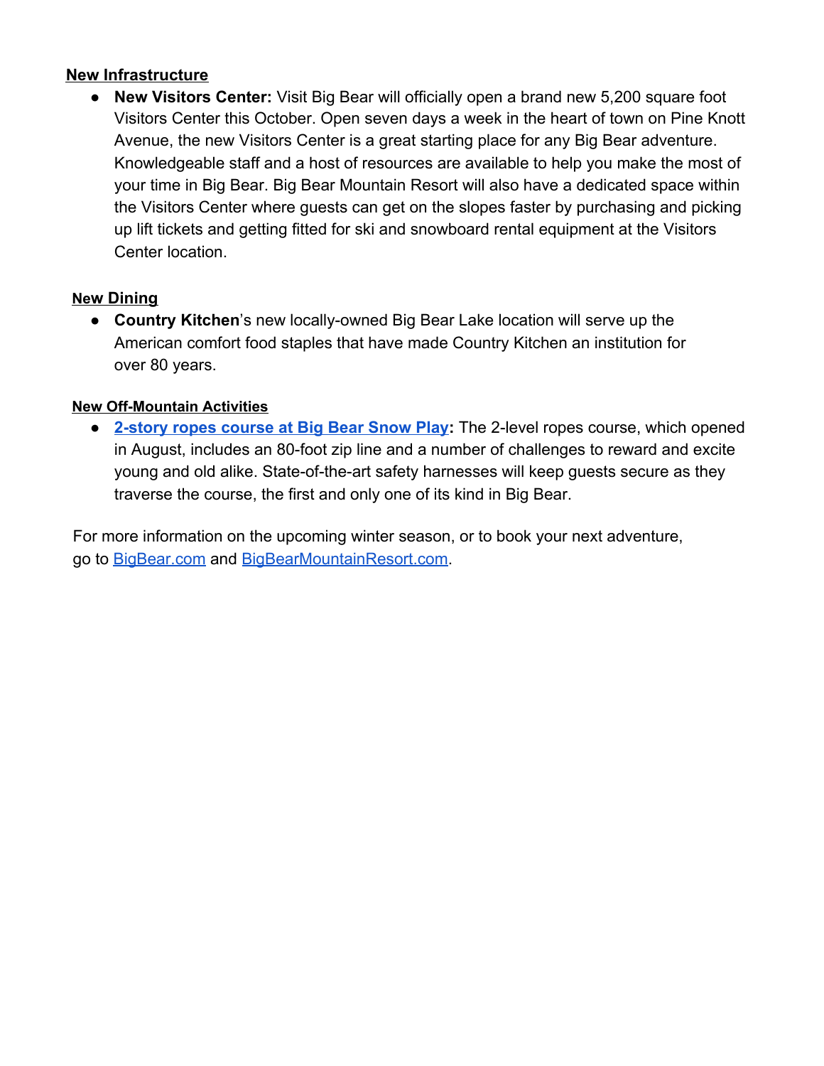## New Infrastructure

- **New Visitors Center:** Visit Big Bear will officially open a brand new 5,200 square foot Visitors Center this October. Open seven days a week in the heart of town on Pine Knott Avenue, the new Visitors Center is a great starting place for any Big Bear adventure. Knowledgeable staff and a host of resources are available to help you make the most of your time in Big Bear. Big Bear Mountain Resort will also have a dedicated space within the Visitors Center where guests can get on the slopes faster by purchasing and picking up lift tickets and getting fitted for ski and snowboard rental equipment at the Visitors Center location.

## New Dining

- **Country Kitchen**'s new locally-owned Big Bear Lake location will serve up the American comfort food staples that have made Country Kitchen an institution for over 80 years.

## New Off-Mountain Activities

- **2-story ropes course at Big Bear Snow Play:** The 2-level ropes course, which opened in August, includes an 80-foot zip line and a number of challenges to reward and excite young and old alike. State-of-the-art safety harnesses will keep guests secure as they traverse the course, the first and only one of its kind in Big Bear.

For more information on the upcoming winter season, or to book your next adventure, go to BigBear.com and BigBearMountainResort.com.